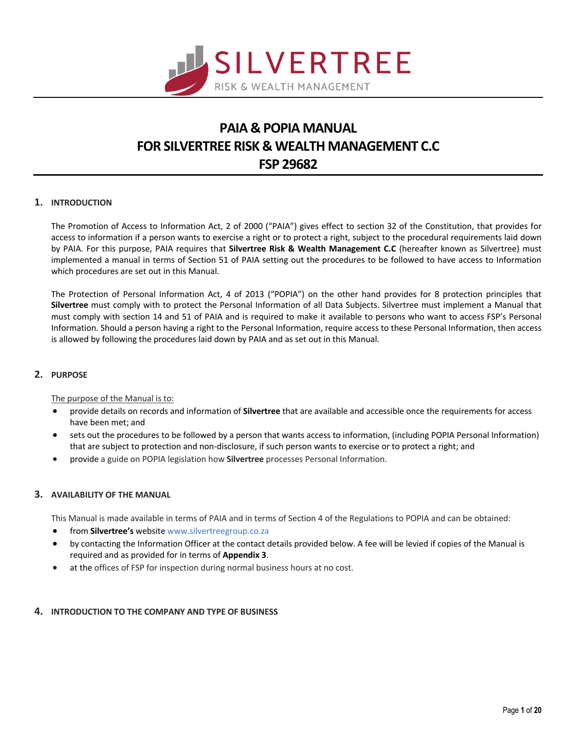SILVERTREE
RISK & WEALTH MANAGEMENT

# PAIA & POPIA MANUAL
# FOR SILVERTREE RISK & WEALTH MANAGEMENT C.C
# FSP 29682

## 1. INTRODUCTION

The Promotion of Access to Information Act, 2 of 2000 ("PAIA") gives effect to section 32 of the Constitution, that provides for access to information if a person wants to exercise a right or to protect a right, subject to the procedural requirements laid down by PAIA. For this purpose, PAIA requires that **Silvertree Risk & Wealth Management C.C** (hereafter known as Silvertree) must implemented a manual in terms of Section 51 of PAIA setting out the procedures to be followed to have access to Information which procedures are set out in this Manual.

The Protection of Personal Information Act, 4 of 2013 ("POPIA") on the other hand provides for 8 protection principles that **Silvertree** must comply with to protect the Personal Information of all Data Subjects. Silvertree must implement a Manual that must comply with section 14 and 51 of PAIA and is required to make it available to persons who want to access FSP's Personal Information. Should a person having a right to the Personal Information, require access to these Personal Information, then access is allowed by following the procedures laid down by PAIA and as set out in this Manual.

## 2. PURPOSE

The purpose of the Manual is to:

- provide details on records and information of **Silvertree** that are available and accessible once the requirements for access have been met; and
- sets out the procedures to be followed by a person that wants access to information, (including POPIA Personal Information) that are subject to protection and non-disclosure, if such person wants to exercise or to protect a right; and
- provide a guide on POPIA legislation how **Silvertree** processes Personal Information.

## 3. AVAILABILITY OF THE MANUAL

This Manual is made available in terms of PAIA and in terms of Section 4 of the Regulations to POPIA and can be obtained:

- from **Silvertree's** website www.silvertreegroup.co.za
- by contacting the Information Officer at the contact details provided below. A fee will be levied if copies of the Manual is required and as provided for in terms of **Appendix 3**.
- at the offices of FSP for inspection during normal business hours at no cost.

## 4. INTRODUCTION TO THE COMPANY AND TYPE OF BUSINESS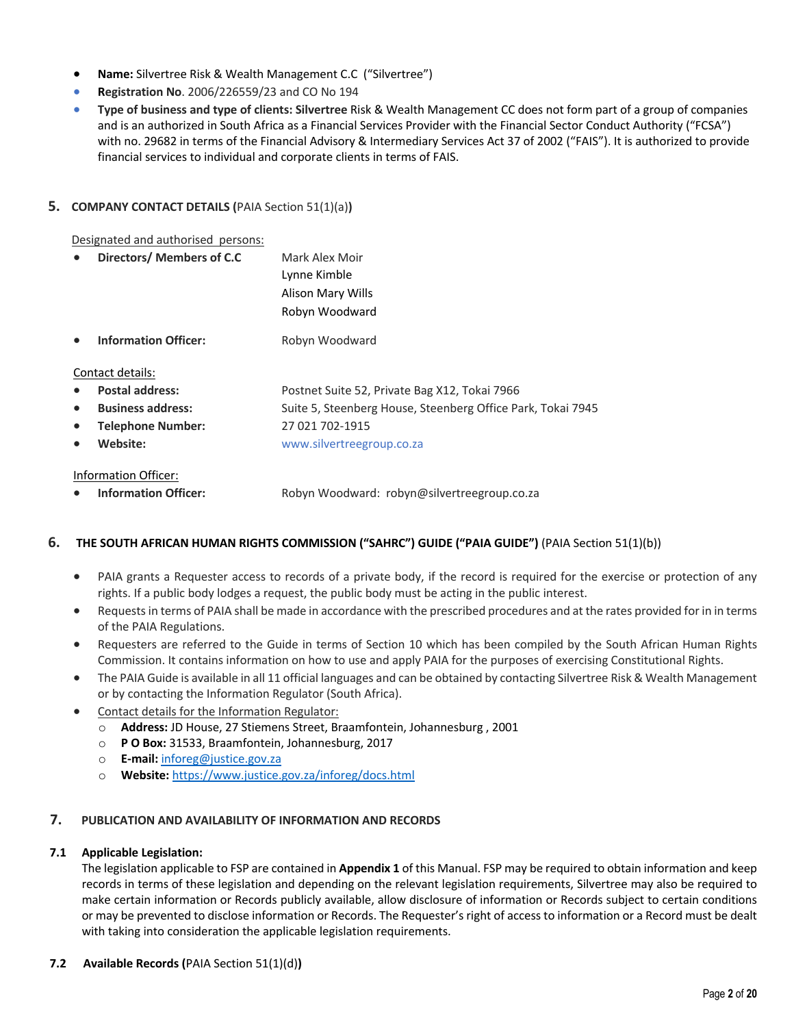- **Name:** Silvertree Risk & Wealth Management C.C  ("Silvertree")
- **Registration No**. 2006/226559/23 and CO No 194
- **Type of business and type of clients: Silvertree** Risk & Wealth Management CC does not form part of a group of companies and is an authorized in South Africa as a Financial Services Provider with the Financial Sector Conduct Authority ("FCSA") with no. 29682 in terms of the Financial Advisory & Intermediary Services Act 37 of 2002 ("FAIS"). It is authorized to provide financial services to individual and corporate clients in terms of FAIS.

## 5. COMPANY CONTACT DETAILS (PAIA Section 51(1)(a))

Designated and authorised persons:

- **Directors/ Members of C.C** — Mark Alex Moir, Lynne Kimble, Alison Mary Wills, Robyn Woodward
- **Information Officer:** Robyn Woodward

Contact details:

- **Postal address:** Postnet Suite 52, Private Bag X12, Tokai 7966
- **Business address:** Suite 5, Steenberg House, Steenberg Office Park, Tokai 7945
- **Telephone Number:** 27 021 702-1915
- **Website:** www.silvertreegroup.co.za

Information Officer:

- **Information Officer:** Robyn Woodward: robyn@silvertreegroup.co.za

## 6. THE SOUTH AFRICAN HUMAN RIGHTS COMMISSION ("SAHRC") GUIDE ("PAIA GUIDE") (PAIA Section 51(1)(b))

- PAIA grants a Requester access to records of a private body, if the record is required for the exercise or protection of any rights. If a public body lodges a request, the public body must be acting in the public interest.
- Requests in terms of PAIA shall be made in accordance with the prescribed procedures and at the rates provided for in in terms of the PAIA Regulations.
- Requesters are referred to the Guide in terms of Section 10 which has been compiled by the South African Human Rights Commission. It contains information on how to use and apply PAIA for the purposes of exercising Constitutional Rights.
- The PAIA Guide is available in all 11 official languages and can be obtained by contacting Silvertree Risk & Wealth Management or by contacting the Information Regulator (South Africa).
- Contact details for the Information Regulator:
  - **Address:** JD House, 27 Stiemens Street, Braamfontein, Johannesburg , 2001
  - **P O Box:** 31533, Braamfontein, Johannesburg, 2017
  - **E-mail:** inforeg@justice.gov.za
  - **Website:** https://www.justice.gov.za/inforeg/docs.html

## 7. PUBLICATION AND AVAILABILITY OF INFORMATION AND RECORDS

### 7.1 Applicable Legislation:

The legislation applicable to FSP are contained in **Appendix 1** of this Manual. FSP may be required to obtain information and keep records in terms of these legislation and depending on the relevant legislation requirements, Silvertree may also be required to make certain information or Records publicly available, allow disclosure of information or Records subject to certain conditions or may be prevented to disclose information or Records. The Requester's right of access to information or a Record must be dealt with taking into consideration the applicable legislation requirements.

### 7.2 Available Records (PAIA Section 51(1)(d))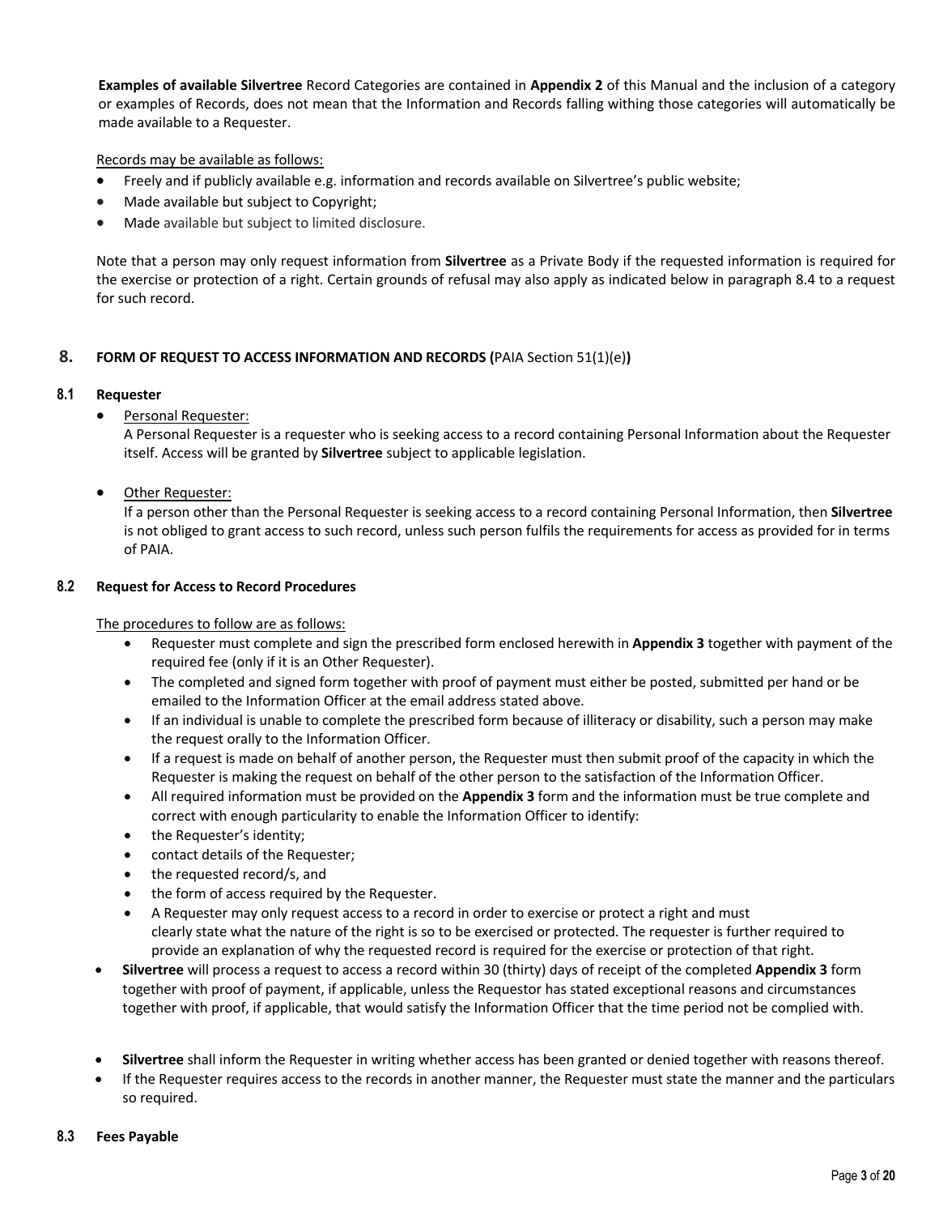**Examples of available Silvertree** Record Categories are contained in **Appendix 2** of this Manual and the inclusion of a category or examples of Records, does not mean that the Information and Records falling withing those categories will automatically be made available to a Requester.

Records may be available as follows:

- Freely and if publicly available e.g. information and records available on Silvertree's public website;
- Made available but subject to Copyright;
- Made available but subject to limited disclosure.

Note that a person may only request information from **Silvertree** as a Private Body if the requested information is required for the exercise or protection of a right. Certain grounds of refusal may also apply as indicated below in paragraph 8.4 to a request for such record.

## 8. FORM OF REQUEST TO ACCESS INFORMATION AND RECORDS (PAIA Section 51(1)(e))

### 8.1 Requester

- Personal Requester:
  A Personal Requester is a requester who is seeking access to a record containing Personal Information about the Requester itself. Access will be granted by **Silvertree** subject to applicable legislation.

- Other Requester:
  If a person other than the Personal Requester is seeking access to a record containing Personal Information, then **Silvertree** is not obliged to grant access to such record, unless such person fulfils the requirements for access as provided for in terms of PAIA.

### 8.2 Request for Access to Record Procedures

The procedures to follow are as follows:

- Requester must complete and sign the prescribed form enclosed herewith in **Appendix 3** together with payment of the required fee (only if it is an Other Requester).
- The completed and signed form together with proof of payment must either be posted, submitted per hand or be emailed to the Information Officer at the email address stated above.
- If an individual is unable to complete the prescribed form because of illiteracy or disability, such a person may make the request orally to the Information Officer.
- If a request is made on behalf of another person, the Requester must then submit proof of the capacity in which the Requester is making the request on behalf of the other person to the satisfaction of the Information Officer.
- All required information must be provided on the **Appendix 3** form and the information must be true complete and correct with enough particularity to enable the Information Officer to identify:
- the Requester's identity;
- contact details of the Requester;
- the requested record/s, and
- the form of access required by the Requester.
- A Requester may only request access to a record in order to exercise or protect a right and must clearly state what the nature of the right is so to be exercised or protected. The requester is further required to provide an explanation of why the requested record is required for the exercise or protection of that right.

- **Silvertree** will process a request to access a record within 30 (thirty) days of receipt of the completed **Appendix 3** form together with proof of payment, if applicable, unless the Requestor has stated exceptional reasons and circumstances together with proof, if applicable, that would satisfy the Information Officer that the time period not be complied with.
- **Silvertree** shall inform the Requester in writing whether access has been granted or denied together with reasons thereof.
- If the Requester requires access to the records in another manner, the Requester must state the manner and the particulars so required.

### 8.3 Fees Payable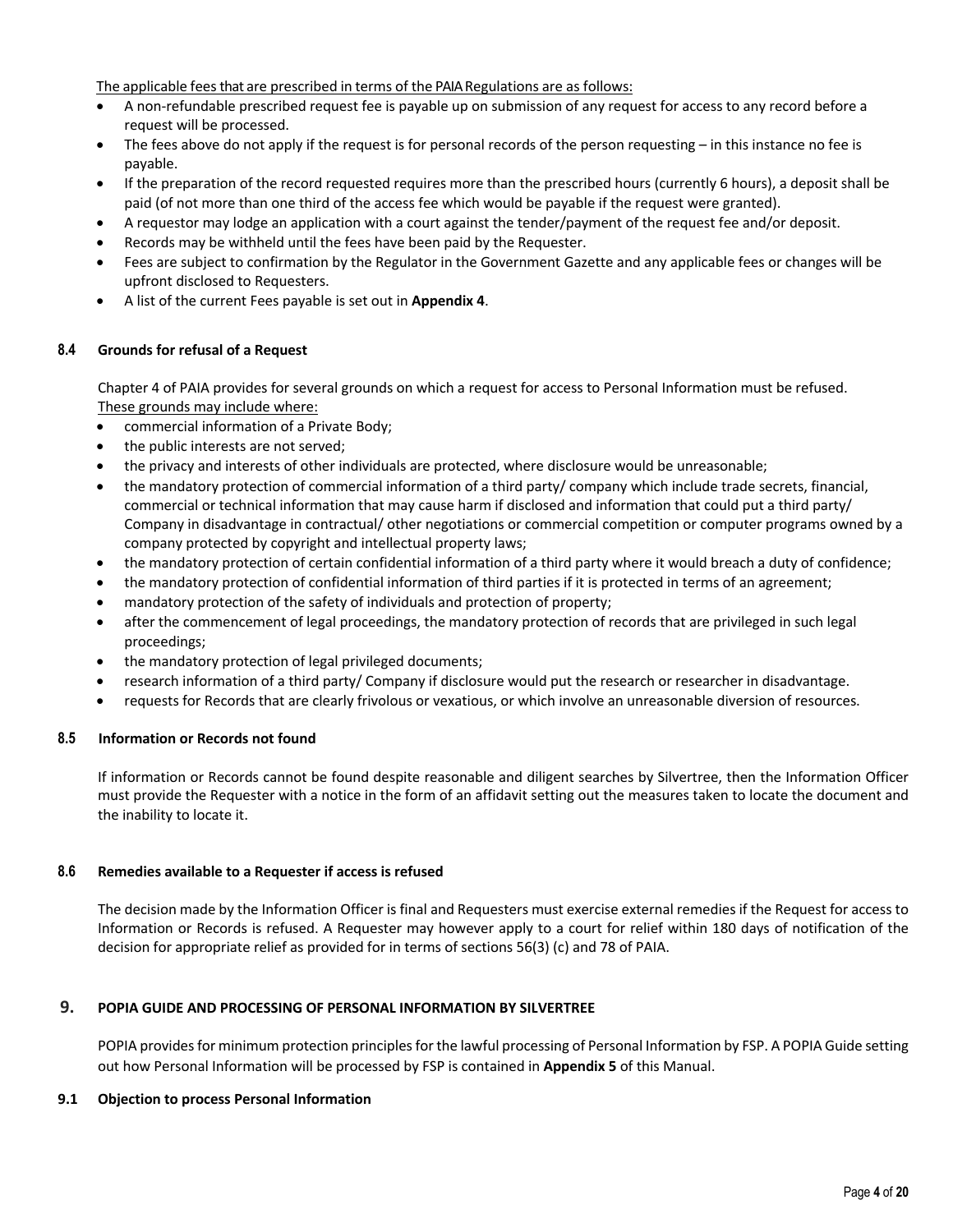The applicable fees that are prescribed in terms of the PAIA Regulations are as follows:

- A non-refundable prescribed request fee is payable up on submission of any request for access to any record before a request will be processed.
- The fees above do not apply if the request is for personal records of the person requesting – in this instance no fee is payable.
- If the preparation of the record requested requires more than the prescribed hours (currently 6 hours), a deposit shall be paid (of not more than one third of the access fee which would be payable if the request were granted).
- A requestor may lodge an application with a court against the tender/payment of the request fee and/or deposit.
- Records may be withheld until the fees have been paid by the Requester.
- Fees are subject to confirmation by the Regulator in the Government Gazette and any applicable fees or changes will be upfront disclosed to Requesters.
- A list of the current Fees payable is set out in **Appendix 4**.

### 8.4 Grounds for refusal of a Request

Chapter 4 of PAIA provides for several grounds on which a request for access to Personal Information must be refused. These grounds may include where:

- commercial information of a Private Body;
- the public interests are not served;
- the privacy and interests of other individuals are protected, where disclosure would be unreasonable;
- the mandatory protection of commercial information of a third party/ company which include trade secrets, financial, commercial or technical information that may cause harm if disclosed and information that could put a third party/ Company in disadvantage in contractual/ other negotiations or commercial competition or computer programs owned by a company protected by copyright and intellectual property laws;
- the mandatory protection of certain confidential information of a third party where it would breach a duty of confidence;
- the mandatory protection of confidential information of third parties if it is protected in terms of an agreement;
- mandatory protection of the safety of individuals and protection of property;
- after the commencement of legal proceedings, the mandatory protection of records that are privileged in such legal proceedings;
- the mandatory protection of legal privileged documents;
- research information of a third party/ Company if disclosure would put the research or researcher in disadvantage.
- requests for Records that are clearly frivolous or vexatious, or which involve an unreasonable diversion of resources.

### 8.5 Information or Records not found

If information or Records cannot be found despite reasonable and diligent searches by Silvertree, then the Information Officer must provide the Requester with a notice in the form of an affidavit setting out the measures taken to locate the document and the inability to locate it.

### 8.6 Remedies available to a Requester if access is refused

The decision made by the Information Officer is final and Requesters must exercise external remedies if the Request for access to Information or Records is refused. A Requester may however apply to a court for relief within 180 days of notification of the decision for appropriate relief as provided for in terms of sections 56(3) (c) and 78 of PAIA.

## 9. POPIA GUIDE AND PROCESSING OF PERSONAL INFORMATION BY SILVERTREE

POPIA provides for minimum protection principles for the lawful processing of Personal Information by FSP. A POPIA Guide setting out how Personal Information will be processed by FSP is contained in **Appendix 5** of this Manual.

### 9.1 Objection to process Personal Information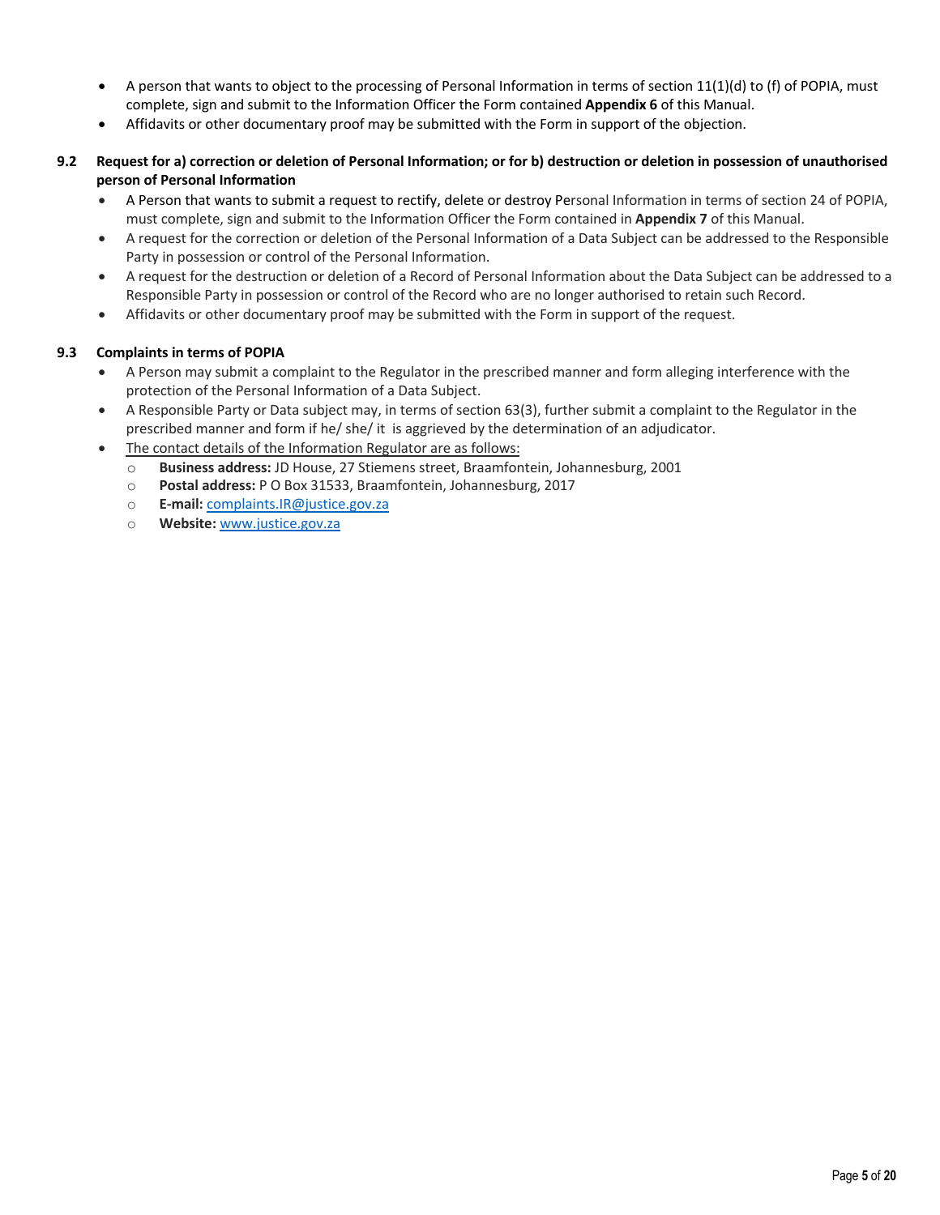- A person that wants to object to the processing of Personal Information in terms of section 11(1)(d) to (f) of POPIA, must complete, sign and submit to the Information Officer the Form contained **Appendix 6** of this Manual.
- Affidavits or other documentary proof may be submitted with the Form in support of the objection.

### 9.2 Request for a) correction or deletion of Personal Information; or for b) destruction or deletion in possession of unauthorised person of Personal Information

- A Person that wants to submit a request to rectify, delete or destroy Personal Information in terms of section 24 of POPIA, must complete, sign and submit to the Information Officer the Form contained in **Appendix 7** of this Manual.
- A request for the correction or deletion of the Personal Information of a Data Subject can be addressed to the Responsible Party in possession or control of the Personal Information.
- A request for the destruction or deletion of a Record of Personal Information about the Data Subject can be addressed to a Responsible Party in possession or control of the Record who are no longer authorised to retain such Record.
- Affidavits or other documentary proof may be submitted with the Form in support of the request.

### 9.3 Complaints in terms of POPIA

- A Person may submit a complaint to the Regulator in the prescribed manner and form alleging interference with the protection of the Personal Information of a Data Subject.
- A Responsible Party or Data subject may, in terms of section 63(3), further submit a complaint to the Regulator in the prescribed manner and form if he/ she/ it is aggrieved by the determination of an adjudicator.
- The contact details of the Information Regulator are as follows:
  - **Business address:** JD House, 27 Stiemens street, Braamfontein, Johannesburg, 2001
  - **Postal address:** P O Box 31533, Braamfontein, Johannesburg, 2017
  - **E-mail:** complaints.IR@justice.gov.za
  - **Website:** www.justice.gov.za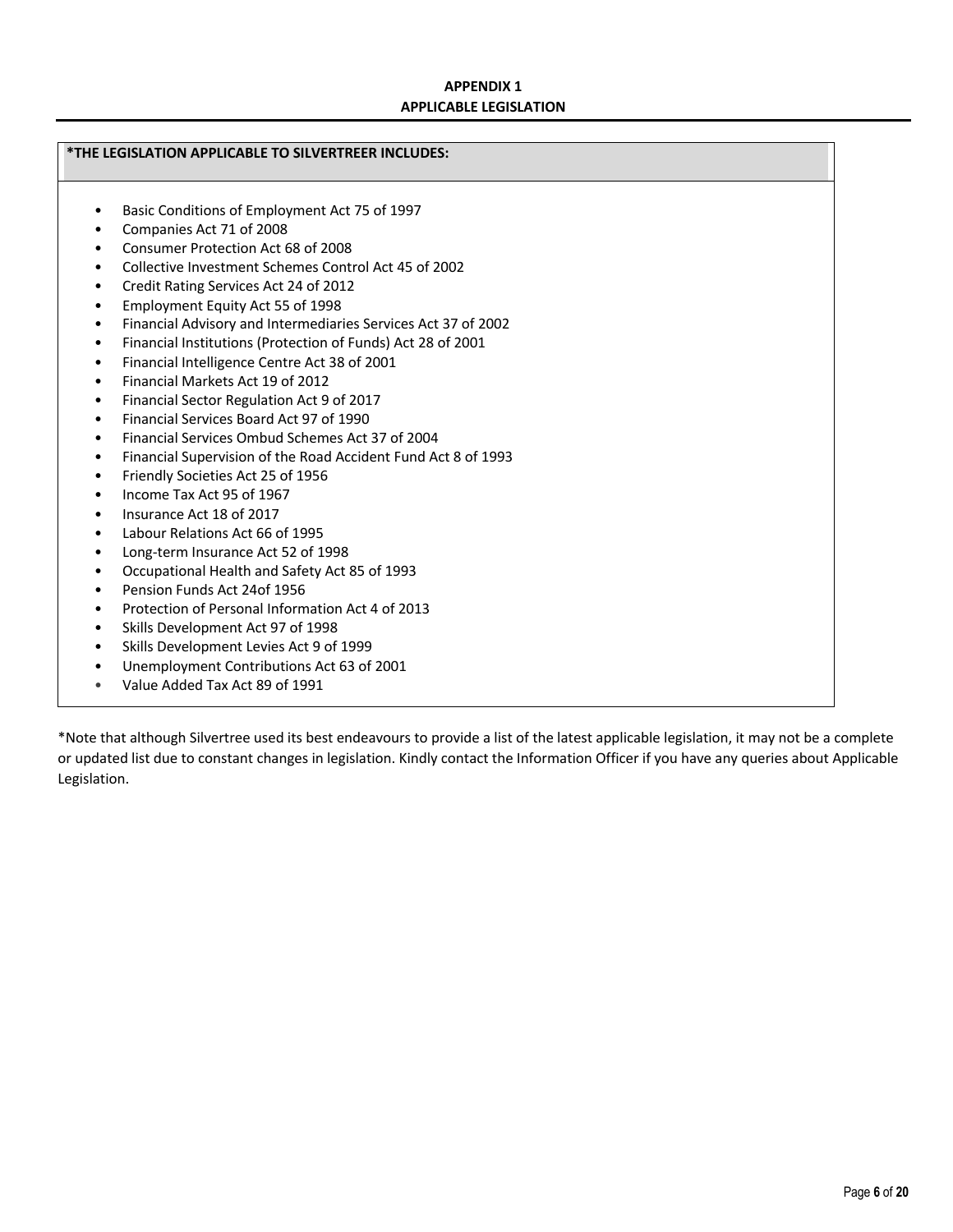# APPENDIX 1
## APPLICABLE LEGISLATION

**\*THE LEGISLATION APPLICABLE TO SILVERTREER INCLUDES:**

- Basic Conditions of Employment Act 75 of 1997
- Companies Act 71 of 2008
- Consumer Protection Act 68 of 2008
- Collective Investment Schemes Control Act 45 of 2002
- Credit Rating Services Act 24 of 2012
- Employment Equity Act 55 of 1998
- Financial Advisory and Intermediaries Services Act 37 of 2002
- Financial Institutions (Protection of Funds) Act 28 of 2001
- Financial Intelligence Centre Act 38 of 2001
- Financial Markets Act 19 of 2012
- Financial Sector Regulation Act 9 of 2017
- Financial Services Board Act 97 of 1990
- Financial Services Ombud Schemes Act 37 of 2004
- Financial Supervision of the Road Accident Fund Act 8 of 1993
- Friendly Societies Act 25 of 1956
- Income Tax Act 95 of 1967
- Insurance Act 18 of 2017
- Labour Relations Act 66 of 1995
- Long-term Insurance Act 52 of 1998
- Occupational Health and Safety Act 85 of 1993
- Pension Funds Act 24of 1956
- Protection of Personal Information Act 4 of 2013
- Skills Development Act 97 of 1998
- Skills Development Levies Act 9 of 1999
- Unemployment Contributions Act 63 of 2001
- Value Added Tax Act 89 of 1991

*Note that although Silvertree used its best endeavours to provide a list of the latest applicable legislation, it may not be a complete or updated list due to constant changes in legislation. Kindly contact the Information Officer if you have any queries about Applicable Legislation.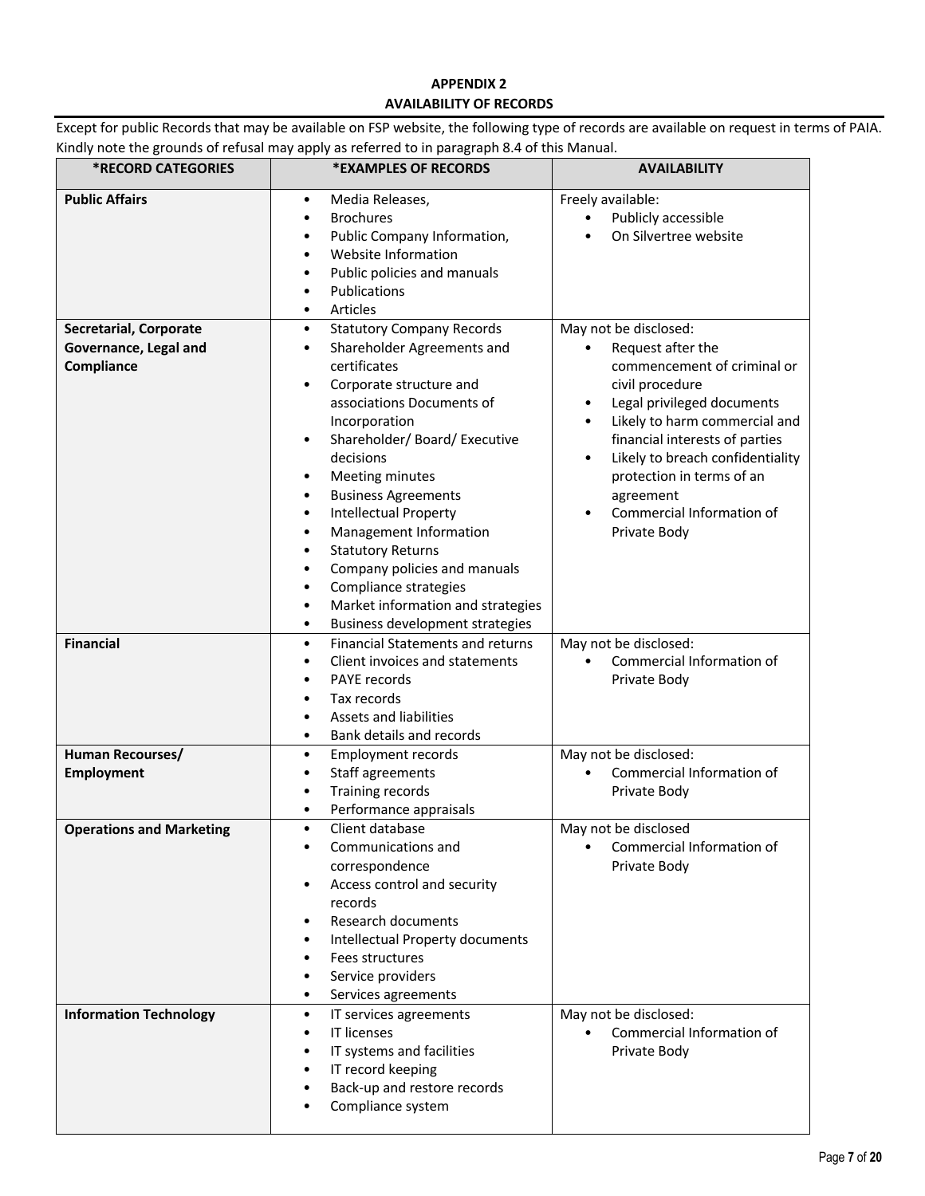## APPENDIX 2
## AVAILABILITY OF RECORDS

Except for public Records that may be available on FSP website, the following type of records are available on request in terms of PAIA. Kindly note the grounds of refusal may apply as referred to in paragraph 8.4 of this Manual.

| *RECORD CATEGORIES | *EXAMPLES OF RECORDS | AVAILABILITY |
|---|---|---|
| **Public Affairs** | • Media Releases,<br>• Brochures<br>• Public Company Information,<br>• Website Information<br>• Public policies and manuals<br>• Publications<br>• Articles | Freely available:<br>• Publicly accessible<br>• On Silvertree website |
| **Secretarial, Corporate Governance, Legal and Compliance** | • Statutory Company Records<br>• Shareholder Agreements and certificates<br>• Corporate structure and associations Documents of Incorporation<br>• Shareholder/ Board/ Executive decisions<br>• Meeting minutes<br>• Business Agreements<br>• Intellectual Property<br>• Management Information<br>• Statutory Returns<br>• Company policies and manuals<br>• Compliance strategies<br>• Market information and strategies<br>• Business development strategies | May not be disclosed:<br>• Request after the commencement of criminal or civil procedure<br>• Legal privileged documents<br>• Likely to harm commercial and financial interests of parties<br>• Likely to breach confidentiality protection in terms of an agreement<br>• Commercial Information of Private Body |
| **Financial** | • Financial Statements and returns<br>• Client invoices and statements<br>• PAYE records<br>• Tax records<br>• Assets and liabilities<br>• Bank details and records | May not be disclosed:<br>• Commercial Information of Private Body |
| **Human Recourses/ Employment** | • Employment records<br>• Staff agreements<br>• Training records<br>• Performance appraisals | May not be disclosed:<br>• Commercial Information of Private Body |
| **Operations and Marketing** | • Client database<br>• Communications and correspondence<br>• Access control and security records<br>• Research documents<br>• Intellectual Property documents<br>• Fees structures<br>• Service providers<br>• Services agreements | May not be disclosed<br>• Commercial Information of Private Body |
| **Information Technology** | • IT services agreements<br>• IT licenses<br>• IT systems and facilities<br>• IT record keeping<br>• Back-up and restore records<br>• Compliance system | May not be disclosed:<br>• Commercial Information of Private Body |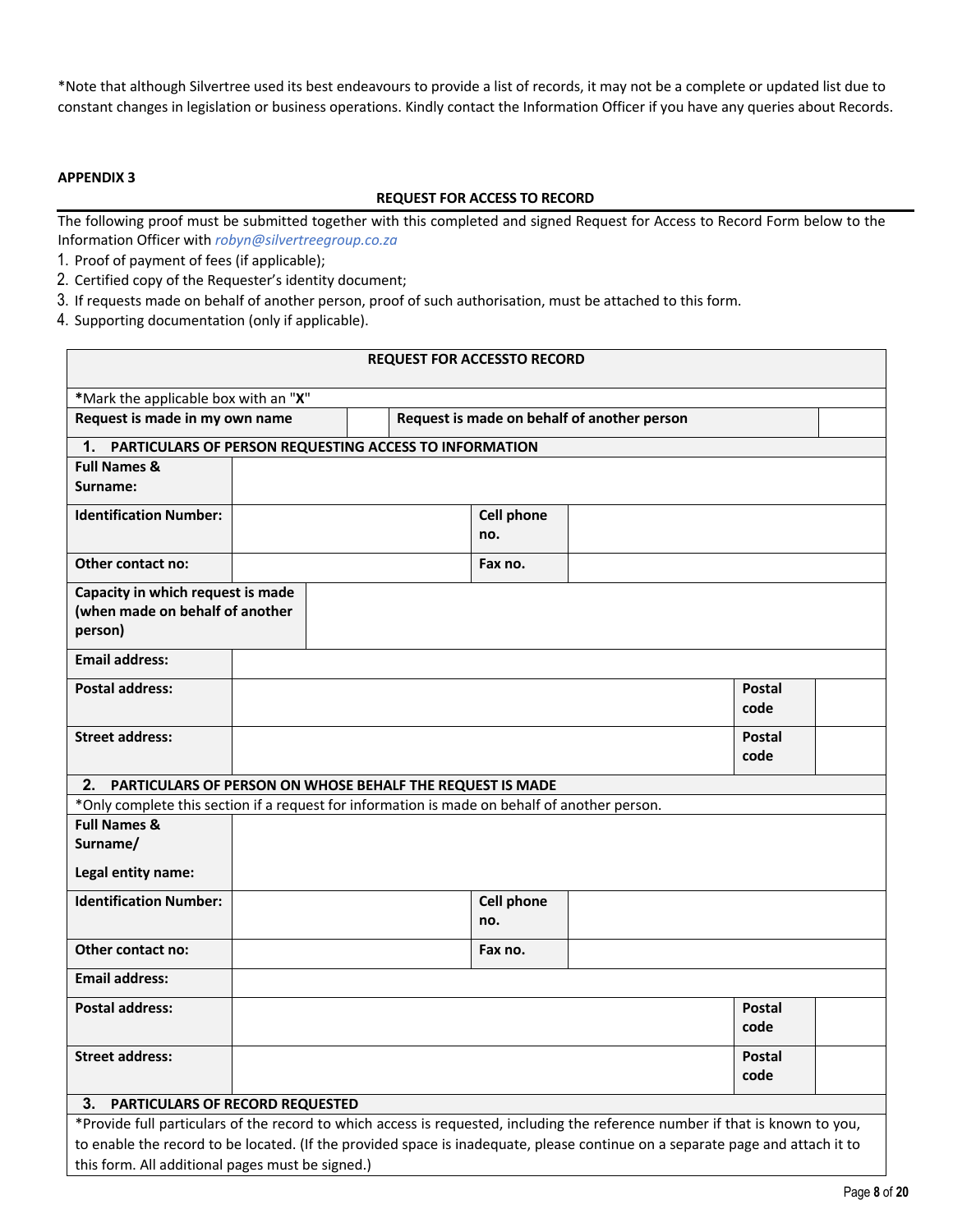*Note that although Silvertree used its best endeavours to provide a list of records, it may not be a complete or updated list due to constant changes in legislation or business operations. Kindly contact the Information Officer if you have any queries about Records.

**APPENDIX 3**

**REQUEST FOR ACCESS TO RECORD**

The following proof must be submitted together with this completed and signed Request for Access to Record Form below to the Information Officer with *robyn@silvertreegroup.co.za*

1. Proof of payment of fees (if applicable);
2. Certified copy of the Requester's identity document;
3. If requests made on behalf of another person, proof of such authorisation, must be attached to this form.
4. Supporting documentation (only if applicable).

| **REQUEST FOR ACCESSTO RECORD** | | | | | |
|---|---|---|---|---|---|
| *Mark the applicable box with an "**X**" | | | | | |
| **Request is made in my own name** | | | **Request is made on behalf of another person** | | |
| **1. PARTICULARS OF PERSON REQUESTING ACCESS TO INFORMATION** | | | | | |
| **Full Names & Surname:** | | | | | |
| **Identification Number:** | | **Cell phone no.** | | | |
| **Other contact no:** | | **Fax no.** | | | |
| **Capacity in which request is made (when made on behalf of another person)** | | | | | |
| **Email address:** | | | | | |
| **Postal address:** | | | | **Postal code** | |
| **Street address:** | | | | **Postal code** | |
| **2. PARTICULARS OF PERSON ON WHOSE BEHALF THE REQUEST IS MADE** | | | | | |
| *Only complete this section if a request for information is made on behalf of another person. | | | | | |
| **Full Names & Surname/ Legal entity name:** | | | | | |
| **Identification Number:** | | **Cell phone no.** | | | |
| **Other contact no:** | | **Fax no.** | | | |
| **Email address:** | | | | | |
| **Postal address:** | | | | **Postal code** | |
| **Street address:** | | | | **Postal code** | |
| **3. PARTICULARS OF RECORD REQUESTED** | | | | | |
| *Provide full particulars of the record to which access is requested, including the reference number if that is known to you, to enable the record to be located. (If the provided space is inadequate, please continue on a separate page and attach it to this form. All additional pages must be signed.) | | | | | |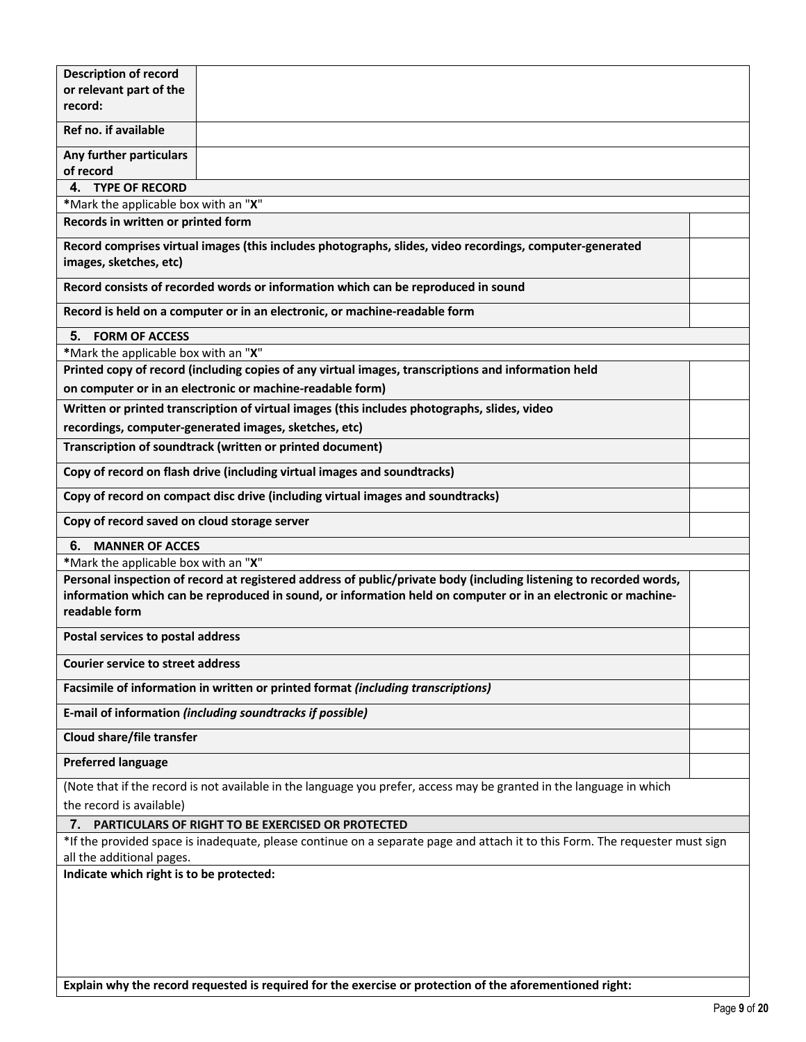| | |
|---|---|
| **Description of record or relevant part of the record:** | |
| **Ref no. if available** | |
| **Any further particulars of record** | |

**4. TYPE OF RECORD**

*Mark the applicable box with an "**X**"

| | |
|---|---|
| **Records in written or printed form** | |
| **Record comprises virtual images (this includes photographs, slides, video recordings, computer-generated images, sketches, etc)** | |
| **Record consists of recorded words or information which can be reproduced in sound** | |
| **Record is held on a computer or in an electronic, or machine-readable form** | |

**5. FORM OF ACCESS**

*Mark the applicable box with an "**X**"

| | |
|---|---|
| **Printed copy of record (including copies of any virtual images, transcriptions and information held on computer or in an electronic or machine-readable form)** | |
| **Written or printed transcription of virtual images (this includes photographs, slides, video recordings, computer-generated images, sketches, etc)** | |
| **Transcription of soundtrack (written or printed document)** | |
| **Copy of record on flash drive (including virtual images and soundtracks)** | |
| **Copy of record on compact disc drive (including virtual images and soundtracks)** | |
| **Copy of record saved on cloud storage server** | |

**6. MANNER OF ACCES**

*Mark the applicable box with an "**X**"

| | |
|---|---|
| **Personal inspection of record at registered address of public/private body (including listening to recorded words, information which can be reproduced in sound, or information held on computer or in an electronic or machine-readable form** | |
| **Postal services to postal address** | |
| **Courier service to street address** | |
| **Facsimile of information in written or printed format** ***(including transcriptions)*** | |
| **E-mail of information** ***(including soundtracks if possible)*** | |
| **Cloud share/file transfer** | |
| **Preferred language** | |

(Note that if the record is not available in the language you prefer, access may be granted in the language in which the record is available)

**7. PARTICULARS OF RIGHT TO BE EXERCISED OR PROTECTED**

*If the provided space is inadequate, please continue on a separate page and attach it to this Form. The requester must sign all the additional pages.

**Indicate which right is to be protected:**

**Explain why the record requested is required for the exercise or protection of the aforementioned right:**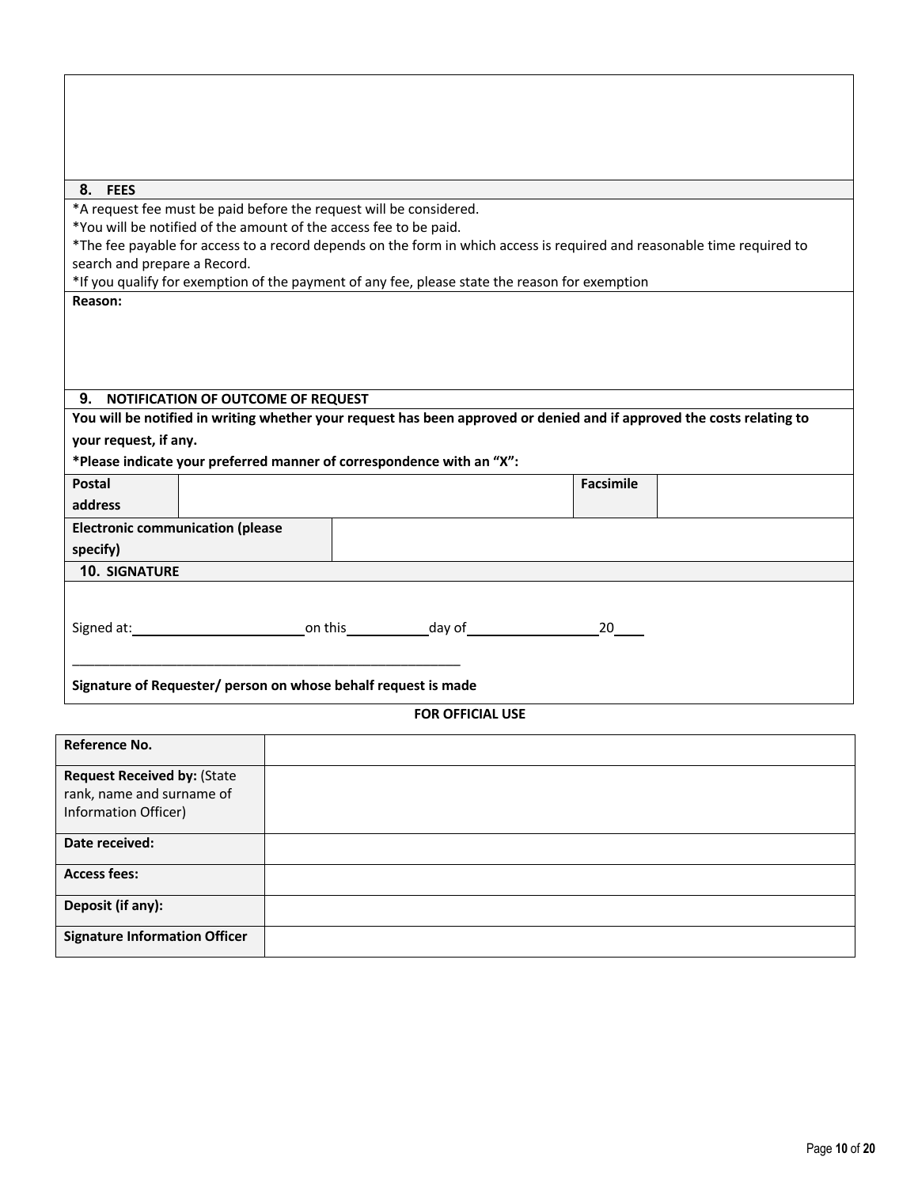## 8. FEES

*A request fee must be paid before the request will be considered.
*You will be notified of the amount of the access fee to be paid.
*The fee payable for access to a record depends on the form in which access is required and reasonable time required to search and prepare a Record.
*If you qualify for exemption of the payment of any fee, please state the reason for exemption

**Reason:**

## 9. NOTIFICATION OF OUTCOME OF REQUEST

**You will be notified in writing whether your request has been approved or denied and if approved the costs relating to your request, if any.**

***Please indicate your preferred manner of correspondence with an "X":**

| **Postal address** | | **Facsimile** | |
|---|---|---|---|
| **Electronic communication (please specify)** | | | |

## 10. SIGNATURE

Signed at:\_\_\_\_\_\_\_\_\_\_\_\_\_\_\_\_\_\_\_\_ on this\_\_\_\_\_\_\_\_\_\_ day of\_\_\_\_\_\_\_\_\_\_\_\_\_\_\_\_ 20\_\_\_\_

\_\_\_\_\_\_\_\_\_\_\_\_\_\_\_\_\_\_\_\_\_\_\_\_\_\_\_\_\_\_\_\_\_\_\_\_\_\_\_\_\_\_\_\_\_\_\_\_

**Signature of Requester/ person on whose behalf request is made**

**FOR OFFICIAL USE**

| | |
|---|---|
| **Reference No.** | |
| **Request Received by:** (State rank, name and surname of Information Officer) | |
| **Date received:** | |
| **Access fees:** | |
| **Deposit (if any):** | |
| **Signature Information Officer** | |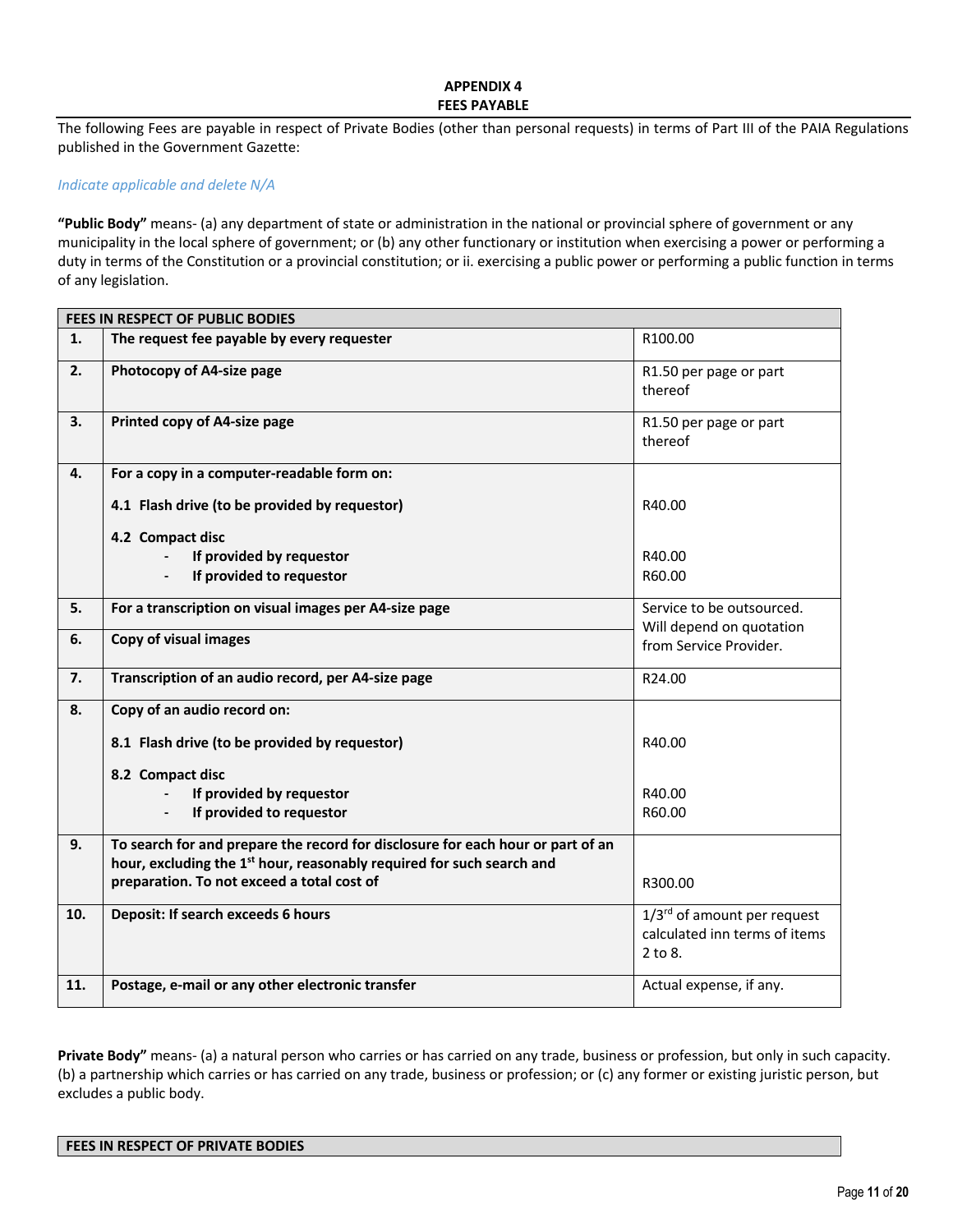## APPENDIX 4
## FEES PAYABLE

The following Fees are payable in respect of Private Bodies (other than personal requests) in terms of Part III of the PAIA Regulations published in the Government Gazette:

*Indicate applicable and delete N/A*

**"Public Body"** means- (a) any department of state or administration in the national or provincial sphere of government or any municipality in the local sphere of government; or (b) any other functionary or institution when exercising a power or performing a duty in terms of the Constitution or a provincial constitution; or ii. exercising a public power or performing a public function in terms of any legislation.

| **FEES IN RESPECT OF PUBLIC BODIES** | | |
|---|---|---|
| **1.** | **The request fee payable by every requester** | R100.00 |
| **2.** | **Photocopy of A4-size page** | R1.50 per page or part thereof |
| **3.** | **Printed copy of A4-size page** | R1.50 per page or part thereof |
| **4.** | **For a copy in a computer-readable form on:**<br>**4.1 Flash drive (to be provided by requestor)**<br>**4.2 Compact disc**<br>- **If provided by requestor**<br>- **If provided to requestor** | <br>R40.00<br><br>R40.00<br>R60.00 |
| **5.** | **For a transcription on visual images per A4-size page** | Service to be outsourced. Will depend on quotation from Service Provider. |
| **6.** | **Copy of visual images** | |
| **7.** | **Transcription of an audio record, per A4-size page** | R24.00 |
| **8.** | **Copy of an audio record on:**<br>**8.1 Flash drive (to be provided by requestor)**<br>**8.2 Compact disc**<br>- **If provided by requestor**<br>- **If provided to requestor** | <br>R40.00<br><br>R40.00<br>R60.00 |
| **9.** | **To search for and prepare the record for disclosure for each hour or part of an hour, excluding the 1st hour, reasonably required for such search and preparation. To not exceed a total cost of** | R300.00 |
| **10.** | **Deposit: If search exceeds 6 hours** | 1/3rd of amount per request calculated inn terms of items 2 to 8. |
| **11.** | **Postage, e-mail or any other electronic transfer** | Actual expense, if any. |

**Private Body"** means- (a) a natural person who carries or has carried on any trade, business or profession, but only in such capacity. (b) a partnership which carries or has carried on any trade, business or profession; or (c) any former or existing juristic person, but excludes a public body.

| **FEES IN RESPECT OF PRIVATE BODIES** |
|---|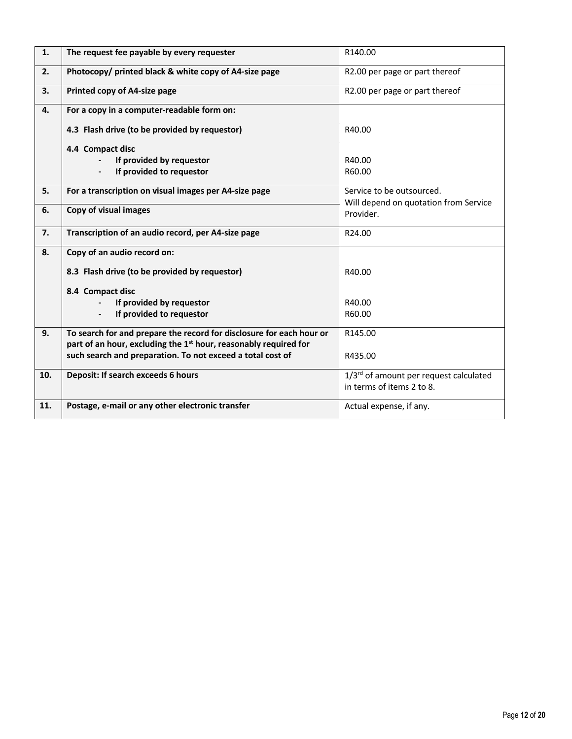| | | |
|---|---|---|
| **1.** | **The request fee payable by every requester** | R140.00 |
| **2.** | **Photocopy/ printed black & white copy of A4-size page** | R2.00 per page or part thereof |
| **3.** | **Printed copy of A4-size page** | R2.00 per page or part thereof |
| **4.** | **For a copy in a computer-readable form on:**<br><br>**4.3 Flash drive (to be provided by requestor)**<br><br>**4.4 Compact disc**<br>- **If provided by requestor**<br>- **If provided to requestor** | <br><br>R40.00<br><br><br>R40.00<br>R60.00 |
| **5.** | **For a transcription on visual images per A4-size page** | Service to be outsourced. Will depend on quotation from Service Provider. |
| **6.** | **Copy of visual images** | |
| **7.** | **Transcription of an audio record, per A4-size page** | R24.00 |
| **8.** | **Copy of an audio record on:**<br><br>**8.3 Flash drive (to be provided by requestor)**<br><br>**8.4 Compact disc**<br>- **If provided by requestor**<br>- **If provided to requestor** | <br><br>R40.00<br><br><br>R40.00<br>R60.00 |
| **9.** | **To search for and prepare the record for disclosure for each hour or part of an hour, excluding the 1st hour, reasonably required for such search and preparation. To not exceed a total cost of** | R145.00<br><br>R435.00 |
| **10.** | **Deposit: If search exceeds 6 hours** | 1/3rd of amount per request calculated in terms of items 2 to 8. |
| **11.** | **Postage, e-mail or any other electronic transfer** | Actual expense, if any. |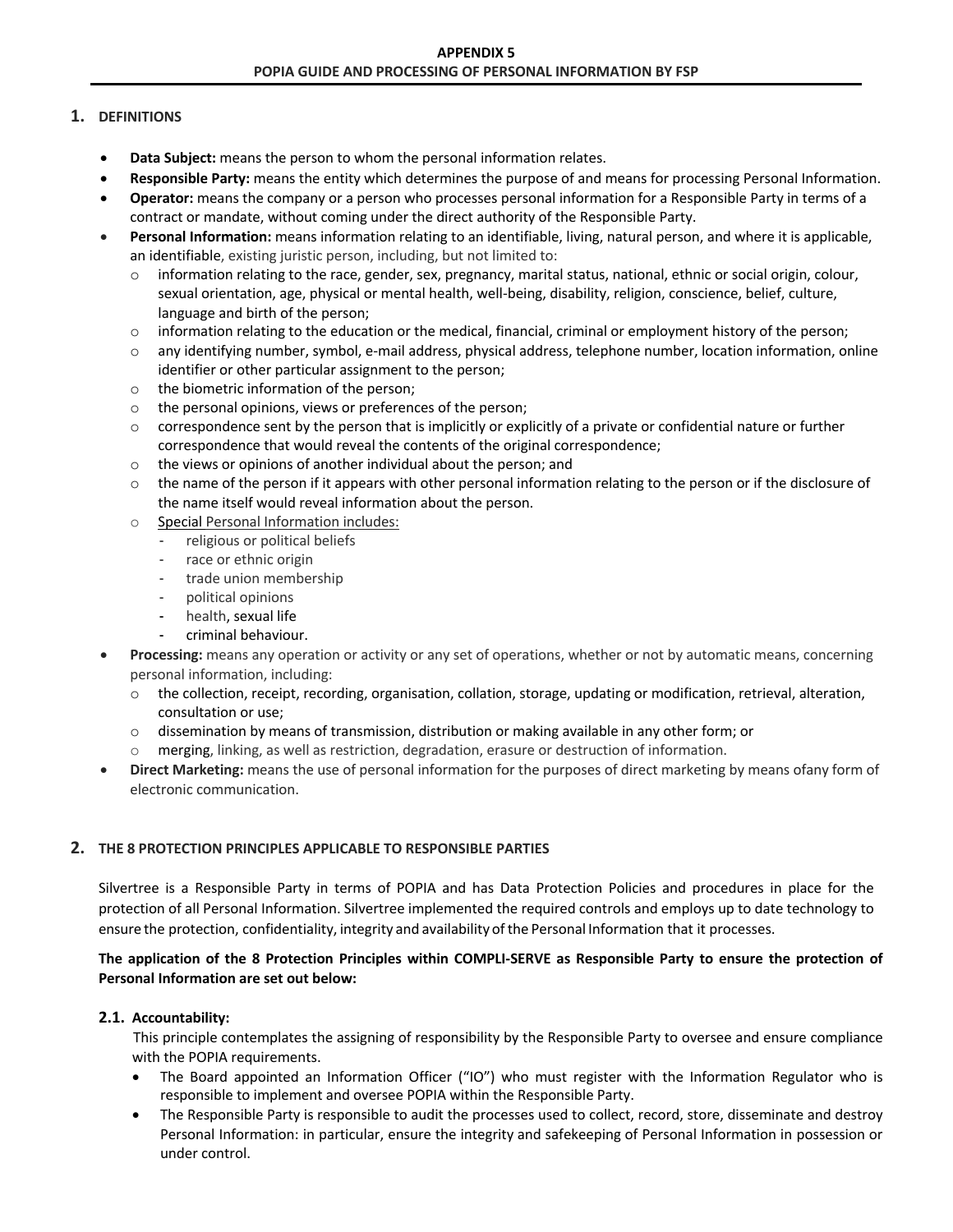**APPENDIX 5**
**POPIA GUIDE AND PROCESSING OF PERSONAL INFORMATION BY FSP**

## 1. DEFINITIONS

- **Data Subject:** means the person to whom the personal information relates.
- **Responsible Party:** means the entity which determines the purpose of and means for processing Personal Information.
- **Operator:** means the company or a person who processes personal information for a Responsible Party in terms of a contract or mandate, without coming under the direct authority of the Responsible Party.
- **Personal Information:** means information relating to an identifiable, living, natural person, and where it is applicable, an identifiable, existing juristic person, including, but not limited to:
  - information relating to the race, gender, sex, pregnancy, marital status, national, ethnic or social origin, colour, sexual orientation, age, physical or mental health, well-being, disability, religion, conscience, belief, culture, language and birth of the person;
  - information relating to the education or the medical, financial, criminal or employment history of the person;
  - any identifying number, symbol, e-mail address, physical address, telephone number, location information, online identifier or other particular assignment to the person;
  - the biometric information of the person;
  - the personal opinions, views or preferences of the person;
  - correspondence sent by the person that is implicitly or explicitly of a private or confidential nature or further correspondence that would reveal the contents of the original correspondence;
  - the views or opinions of another individual about the person; and
  - the name of the person if it appears with other personal information relating to the person or if the disclosure of the name itself would reveal information about the person.
  - <u>Special Personal Information includes:</u>
    - religious or political beliefs
    - race or ethnic origin
    - trade union membership
    - political opinions
    - health, sexual life
    - criminal behaviour.
- **Processing:** means any operation or activity or any set of operations, whether or not by automatic means, concerning personal information, including:
  - the collection, receipt, recording, organisation, collation, storage, updating or modification, retrieval, alteration, consultation or use;
  - dissemination by means of transmission, distribution or making available in any other form; or
  - merging, linking, as well as restriction, degradation, erasure or destruction of information.
- **Direct Marketing:** means the use of personal information for the purposes of direct marketing by means ofany form of electronic communication.

## 2. THE 8 PROTECTION PRINCIPLES APPLICABLE TO RESPONSIBLE PARTIES

Silvertree is a Responsible Party in terms of POPIA and has Data Protection Policies and procedures in place for the protection of all Personal Information. Silvertree implemented the required controls and employs up to date technology to ensure the protection, confidentiality, integrity and availability of the Personal Information that it processes.

**The application of the 8 Protection Principles within COMPLI-SERVE as Responsible Party to ensure the protection of Personal Information are set out below:**

### 2.1. Accountability:

This principle contemplates the assigning of responsibility by the Responsible Party to oversee and ensure compliance with the POPIA requirements.

- The Board appointed an Information Officer ("IO") who must register with the Information Regulator who is responsible to implement and oversee POPIA within the Responsible Party.
- The Responsible Party is responsible to audit the processes used to collect, record, store, disseminate and destroy Personal Information: in particular, ensure the integrity and safekeeping of Personal Information in possession or under control.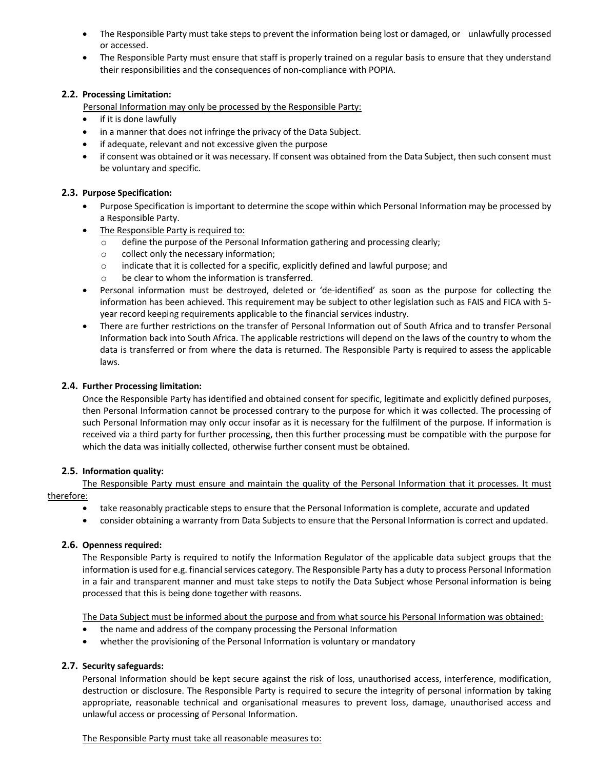- The Responsible Party must take steps to prevent the information being lost or damaged, or unlawfully processed or accessed.
- The Responsible Party must ensure that staff is properly trained on a regular basis to ensure that they understand their responsibilities and the consequences of non-compliance with POPIA.

### 2.2. Processing Limitation:

Personal Information may only be processed by the Responsible Party:

- if it is done lawfully
- in a manner that does not infringe the privacy of the Data Subject.
- if adequate, relevant and not excessive given the purpose
- if consent was obtained or it was necessary. If consent was obtained from the Data Subject, then such consent must be voluntary and specific.

### 2.3. Purpose Specification:

- Purpose Specification is important to determine the scope within which Personal Information may be processed by a Responsible Party.
- The Responsible Party is required to:
  - define the purpose of the Personal Information gathering and processing clearly;
  - collect only the necessary information;
  - indicate that it is collected for a specific, explicitly defined and lawful purpose; and
  - be clear to whom the information is transferred.
- Personal information must be destroyed, deleted or 'de-identified' as soon as the purpose for collecting the information has been achieved. This requirement may be subject to other legislation such as FAIS and FICA with 5-year record keeping requirements applicable to the financial services industry.
- There are further restrictions on the transfer of Personal Information out of South Africa and to transfer Personal Information back into South Africa. The applicable restrictions will depend on the laws of the country to whom the data is transferred or from where the data is returned. The Responsible Party is required to assess the applicable laws.

### 2.4. Further Processing limitation:

Once the Responsible Party has identified and obtained consent for specific, legitimate and explicitly defined purposes, then Personal Information cannot be processed contrary to the purpose for which it was collected. The processing of such Personal Information may only occur insofar as it is necessary for the fulfilment of the purpose. If information is received via a third party for further processing, then this further processing must be compatible with the purpose for which the data was initially collected, otherwise further consent must be obtained.

### 2.5. Information quality:

The Responsible Party must ensure and maintain the quality of the Personal Information that it processes. It must therefore:

- take reasonably practicable steps to ensure that the Personal Information is complete, accurate and updated
- consider obtaining a warranty from Data Subjects to ensure that the Personal Information is correct and updated.

### 2.6. Openness required:

The Responsible Party is required to notify the Information Regulator of the applicable data subject groups that the information is used for e.g. financial services category. The Responsible Party has a duty to process Personal Information in a fair and transparent manner and must take steps to notify the Data Subject whose Personal information is being processed that this is being done together with reasons.

The Data Subject must be informed about the purpose and from what source his Personal Information was obtained:

- the name and address of the company processing the Personal Information
- whether the provisioning of the Personal Information is voluntary or mandatory

### 2.7. Security safeguards:

Personal Information should be kept secure against the risk of loss, unauthorised access, interference, modification, destruction or disclosure. The Responsible Party is required to secure the integrity of personal information by taking appropriate, reasonable technical and organisational measures to prevent loss, damage, unauthorised access and unlawful access or processing of Personal Information.

The Responsible Party must take all reasonable measures to: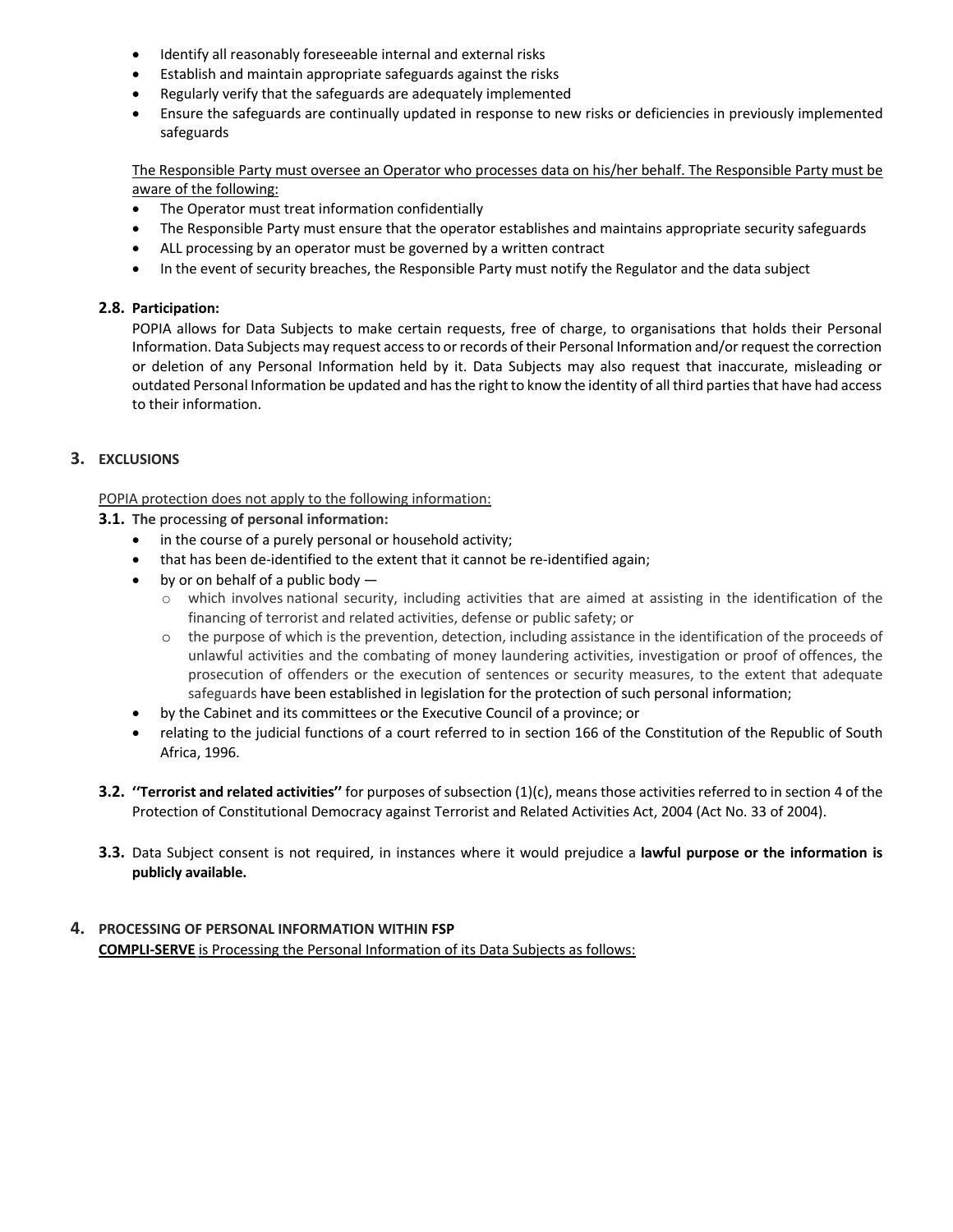- Identify all reasonably foreseeable internal and external risks
- Establish and maintain appropriate safeguards against the risks
- Regularly verify that the safeguards are adequately implemented
- Ensure the safeguards are continually updated in response to new risks or deficiencies in previously implemented safeguards

The Responsible Party must oversee an Operator who processes data on his/her behalf. The Responsible Party must be aware of the following:

- The Operator must treat information confidentially
- The Responsible Party must ensure that the operator establishes and maintains appropriate security safeguards
- ALL processing by an operator must be governed by a written contract
- In the event of security breaches, the Responsible Party must notify the Regulator and the data subject

**2.8. Participation:**

POPIA allows for Data Subjects to make certain requests, free of charge, to organisations that holds their Personal Information. Data Subjects may request access to or records of their Personal Information and/or request the correction or deletion of any Personal Information held by it. Data Subjects may also request that inaccurate, misleading or outdated Personal Information be updated and has the right to know the identity of all third parties that have had access to their information.

## 3. EXCLUSIONS

POPIA protection does not apply to the following information:

**3.1. The processing of personal information:**

- in the course of a purely personal or household activity;
- that has been de-identified to the extent that it cannot be re-identified again;
- by or on behalf of a public body —
  - which involves national security, including activities that are aimed at assisting in the identification of the financing of terrorist and related activities, defense or public safety; or
  - the purpose of which is the prevention, detection, including assistance in the identification of the proceeds of unlawful activities and the combating of money laundering activities, investigation or proof of offences, the prosecution of offenders or the execution of sentences or security measures, to the extent that adequate safeguards have been established in legislation for the protection of such personal information;
- by the Cabinet and its committees or the Executive Council of a province; or
- relating to the judicial functions of a court referred to in section 166 of the Constitution of the Republic of South Africa, 1996.

**3.2. ''Terrorist and related activities''** for purposes of subsection (1)(c), means those activities referred to in section 4 of the Protection of Constitutional Democracy against Terrorist and Related Activities Act, 2004 (Act No. 33 of 2004).

**3.3.** Data Subject consent is not required, in instances where it would prejudice a **lawful purpose or the information is publicly available.**

## 4. PROCESSING OF PERSONAL INFORMATION WITHIN FSP

**COMPLI-SERVE** is Processing the Personal Information of its Data Subjects as follows: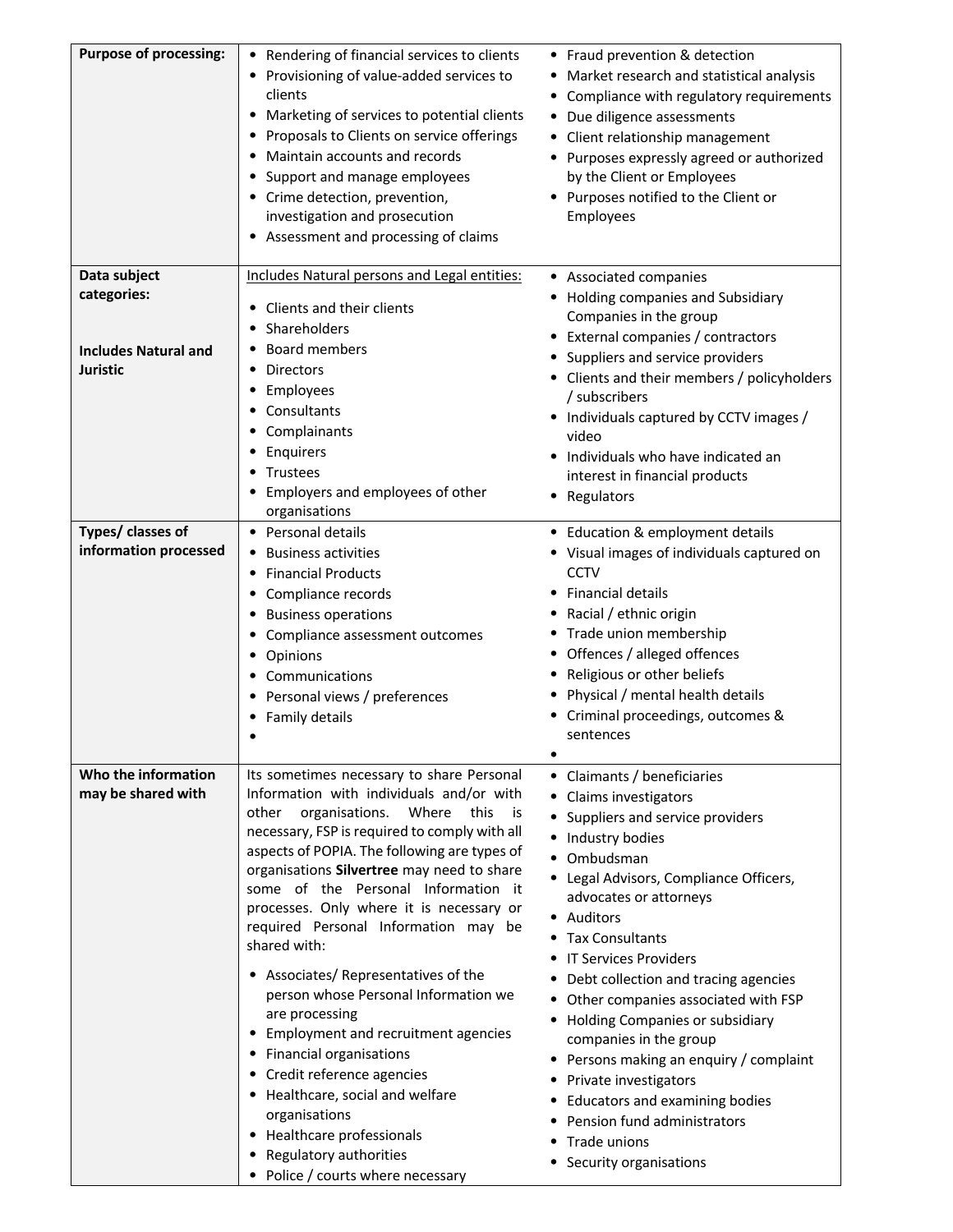| **Purpose of processing:** | • Rendering of financial services to clients<br>• Provisioning of value-added services to clients<br>• Marketing of services to potential clients<br>• Proposals to Clients on service offerings<br>• Maintain accounts and records<br>• Support and manage employees<br>• Crime detection, prevention, investigation and prosecution<br>• Assessment and processing of claims | • Fraud prevention & detection<br>• Market research and statistical analysis<br>• Compliance with regulatory requirements<br>• Due diligence assessments<br>• Client relationship management<br>• Purposes expressly agreed or authorized by the Client or Employees<br>• Purposes notified to the Client or Employees |
|---|---|---|
| **Data subject categories:**<br><br>**Includes Natural and Juristic** | Includes Natural persons and Legal entities:<br><br>• Clients and their clients<br>• Shareholders<br>• Board members<br>• Directors<br>• Employees<br>• Consultants<br>• Complainants<br>• Enquirers<br>• Trustees<br>• Employers and employees of other organisations | • Associated companies<br>• Holding companies and Subsidiary Companies in the group<br>• External companies / contractors<br>• Suppliers and service providers<br>• Clients and their members / policyholders / subscribers<br>• Individuals captured by CCTV images / video<br>• Individuals who have indicated an interest in financial products<br>• Regulators |
| **Types/ classes of information processed** | • Personal details<br>• Business activities<br>• Financial Products<br>• Compliance records<br>• Business operations<br>• Compliance assessment outcomes<br>• Opinions<br>• Communications<br>• Personal views / preferences<br>• Family details<br>• | • Education & employment details<br>• Visual images of individuals captured on CCTV<br>• Financial details<br>• Racial / ethnic origin<br>• Trade union membership<br>• Offences / alleged offences<br>• Religious or other beliefs<br>• Physical / mental health details<br>• Criminal proceedings, outcomes & sentences<br>• |
| **Who the information may be shared with** | Its sometimes necessary to share Personal Information with individuals and/or with other organisations. Where this is necessary, FSP is required to comply with all aspects of POPIA. The following are types of organisations **Silvertree** may need to share some of the Personal Information it processes. Only where it is necessary or required Personal Information may be shared with:<br><br>• Associates/ Representatives of the person whose Personal Information we are processing<br>• Employment and recruitment agencies<br>• Financial organisations<br>• Credit reference agencies<br>• Healthcare, social and welfare organisations<br>• Healthcare professionals<br>• Regulatory authorities<br>• Police / courts where necessary | • Claimants / beneficiaries<br>• Claims investigators<br>• Suppliers and service providers<br>• Industry bodies<br>• Ombudsman<br>• Legal Advisors, Compliance Officers, advocates or attorneys<br>• Auditors<br>• Tax Consultants<br>• IT Services Providers<br>• Debt collection and tracing agencies<br>• Other companies associated with FSP<br>• Holding Companies or subsidiary companies in the group<br>• Persons making an enquiry / complaint<br>• Private investigators<br>• Educators and examining bodies<br>• Pension fund administrators<br>• Trade unions<br>• Security organisations |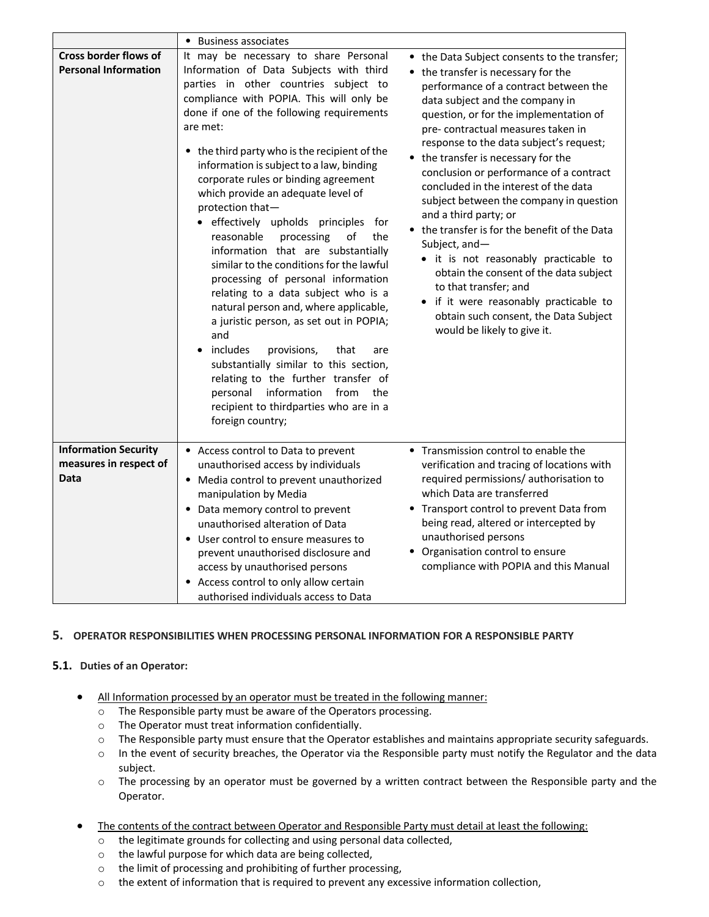| | • Business associates | |
|---|---|---|
| **Cross border flows of Personal Information** | It may be necessary to share Personal Information of Data Subjects with third parties in other countries subject to compliance with POPIA. This will only be done if one of the following requirements are met:<br><br>• the third party who is the recipient of the information is subject to a law, binding corporate rules or binding agreement which provide an adequate level of protection that—<br>  • effectively upholds principles for reasonable processing of the information that are substantially similar to the conditions for the lawful processing of personal information relating to a data subject who is a natural person and, where applicable, a juristic person, as set out in POPIA; and<br>  • includes provisions, that are substantially similar to this section, relating to the further transfer of personal information from the recipient to thirdparties who are in a foreign country; | • the Data Subject consents to the transfer;<br>• the transfer is necessary for the performance of a contract between the data subject and the company in question, or for the implementation of pre- contractual measures taken in response to the data subject's request;<br>• the transfer is necessary for the conclusion or performance of a contract concluded in the interest of the data subject between the company in question and a third party; or<br>• the transfer is for the benefit of the Data Subject, and—<br>  • it is not reasonably practicable to obtain the consent of the data subject to that transfer; and<br>  • if it were reasonably practicable to obtain such consent, the Data Subject would be likely to give it. |
| **Information Security measures in respect of Data** | • Access control to Data to prevent unauthorised access by individuals<br>• Media control to prevent unauthorized manipulation by Media<br>• Data memory control to prevent unauthorised alteration of Data<br>• User control to ensure measures to prevent unauthorised disclosure and access by unauthorised persons<br>• Access control to only allow certain authorised individuals access to Data | • Transmission control to enable the verification and tracing of locations with required permissions/ authorisation to which Data are transferred<br>• Transport control to prevent Data from being read, altered or intercepted by unauthorised persons<br>• Organisation control to ensure compliance with POPIA and this Manual |

## 5. OPERATOR RESPONSIBILITIES WHEN PROCESSING PERSONAL INFORMATION FOR A RESPONSIBLE PARTY

### 5.1. Duties of an Operator:

- All Information processed by an operator must be treated in the following manner:
  - The Responsible party must be aware of the Operators processing.
  - The Operator must treat information confidentially.
  - The Responsible party must ensure that the Operator establishes and maintains appropriate security safeguards.
  - In the event of security breaches, the Operator via the Responsible party must notify the Regulator and the data subject.
  - The processing by an operator must be governed by a written contract between the Responsible party and the Operator.

- The contents of the contract between Operator and Responsible Party must detail at least the following:
  - the legitimate grounds for collecting and using personal data collected,
  - the lawful purpose for which data are being collected,
  - the limit of processing and prohibiting of further processing,
  - the extent of information that is required to prevent any excessive information collection,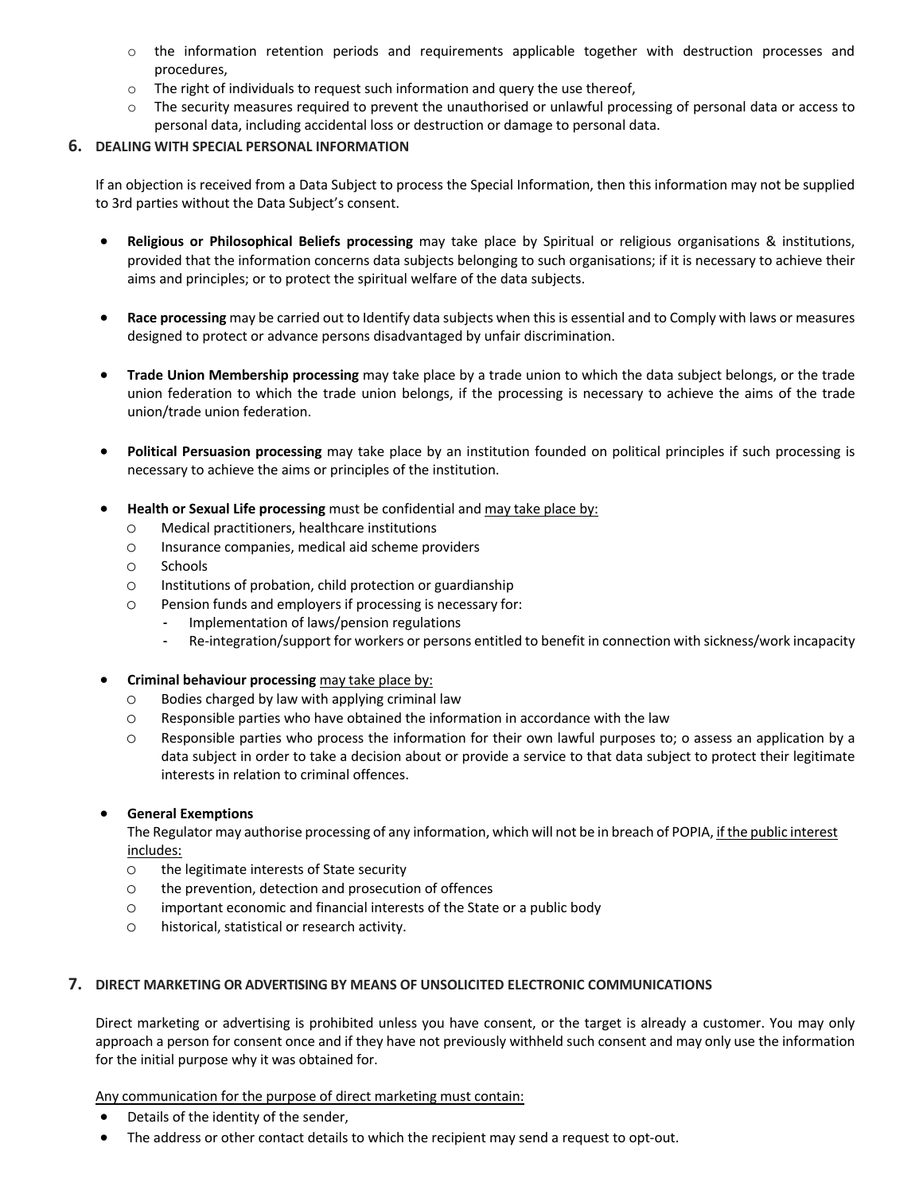- the information retention periods and requirements applicable together with destruction processes and procedures,
- The right of individuals to request such information and query the use thereof,
- The security measures required to prevent the unauthorised or unlawful processing of personal data or access to personal data, including accidental loss or destruction or damage to personal data.

## 6. DEALING WITH SPECIAL PERSONAL INFORMATION

If an objection is received from a Data Subject to process the Special Information, then this information may not be supplied to 3rd parties without the Data Subject's consent.

- **Religious or Philosophical Beliefs processing** may take place by Spiritual or religious organisations & institutions, provided that the information concerns data subjects belonging to such organisations; if it is necessary to achieve their aims and principles; or to protect the spiritual welfare of the data subjects.

- **Race processing** may be carried out to Identify data subjects when this is essential and to Comply with laws or measures designed to protect or advance persons disadvantaged by unfair discrimination.

- **Trade Union Membership processing** may take place by a trade union to which the data subject belongs, or the trade union federation to which the trade union belongs, if the processing is necessary to achieve the aims of the trade union/trade union federation.

- **Political Persuasion processing** may take place by an institution founded on political principles if such processing is necessary to achieve the aims or principles of the institution.

- **Health or Sexual Life processing** must be confidential and <u>may take place by:</u>
  - Medical practitioners, healthcare institutions
  - Insurance companies, medical aid scheme providers
  - Schools
  - Institutions of probation, child protection or guardianship
  - Pension funds and employers if processing is necessary for:
    - Implementation of laws/pension regulations
    - Re-integration/support for workers or persons entitled to benefit in connection with sickness/work incapacity

- **Criminal behaviour processing** <u>may take place by:</u>
  - Bodies charged by law with applying criminal law
  - Responsible parties who have obtained the information in accordance with the law
  - Responsible parties who process the information for their own lawful purposes to; o assess an application by a data subject in order to take a decision about or provide a service to that data subject to protect their legitimate interests in relation to criminal offences.

- **General Exemptions**
  The Regulator may authorise processing of any information, which will not be in breach of POPIA, <u>if the public interest includes:</u>
  - the legitimate interests of State security
  - the prevention, detection and prosecution of offences
  - important economic and financial interests of the State or a public body
  - historical, statistical or research activity.

## 7. DIRECT MARKETING OR ADVERTISING BY MEANS OF UNSOLICITED ELECTRONIC COMMUNICATIONS

Direct marketing or advertising is prohibited unless you have consent, or the target is already a customer. You may only approach a person for consent once and if they have not previously withheld such consent and may only use the information for the initial purpose why it was obtained for.

<u>Any communication for the purpose of direct marketing must contain:</u>

- Details of the identity of the sender,
- The address or other contact details to which the recipient may send a request to opt-out.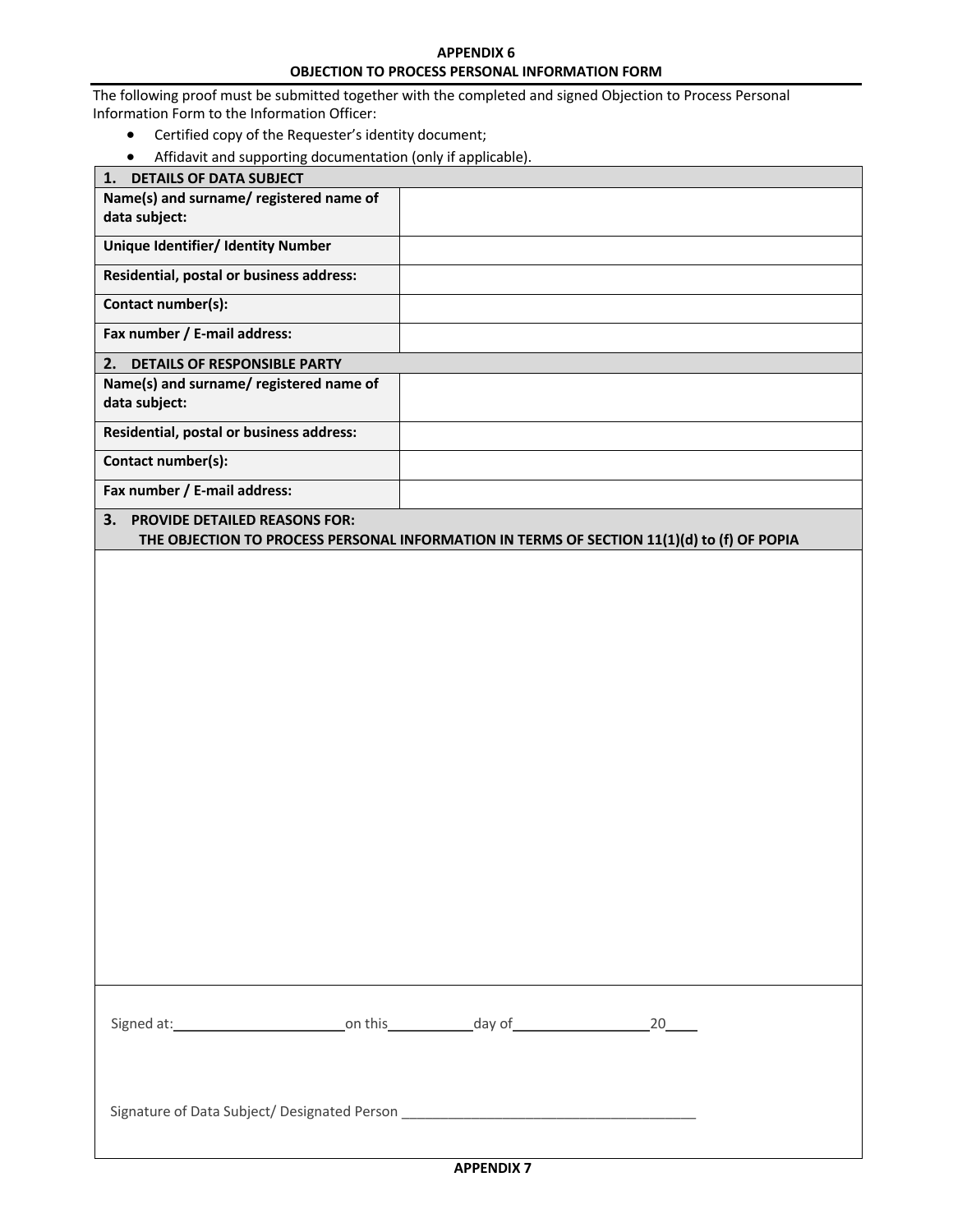## APPENDIX 6
## OBJECTION TO PROCESS PERSONAL INFORMATION FORM

The following proof must be submitted together with the completed and signed Objection to Process Personal Information Form to the Information Officer:

- Certified copy of the Requester's identity document;
- Affidavit and supporting documentation (only if applicable).

| **1. DETAILS OF DATA SUBJECT** | |
|---|---|
| **Name(s) and surname/ registered name of data subject:** | |
| **Unique Identifier/ Identity Number** | |
| **Residential, postal or business address:** | |
| **Contact number(s):** | |
| **Fax number / E-mail address:** | |
| **2. DETAILS OF RESPONSIBLE PARTY** | |
| **Name(s) and surname/ registered name of data subject:** | |
| **Residential, postal or business address:** | |
| **Contact number(s):** | |
| **Fax number / E-mail address:** | |
| **3. PROVIDE DETAILED REASONS FOR: THE OBJECTION TO PROCESS PERSONAL INFORMATION IN TERMS OF SECTION 11(1)(d) to (f) OF POPIA** | |
| | |

Signed at:______________________on this___________day of__________________20____

Signature of Data Subject/ Designated Person ______________________________________

## APPENDIX 7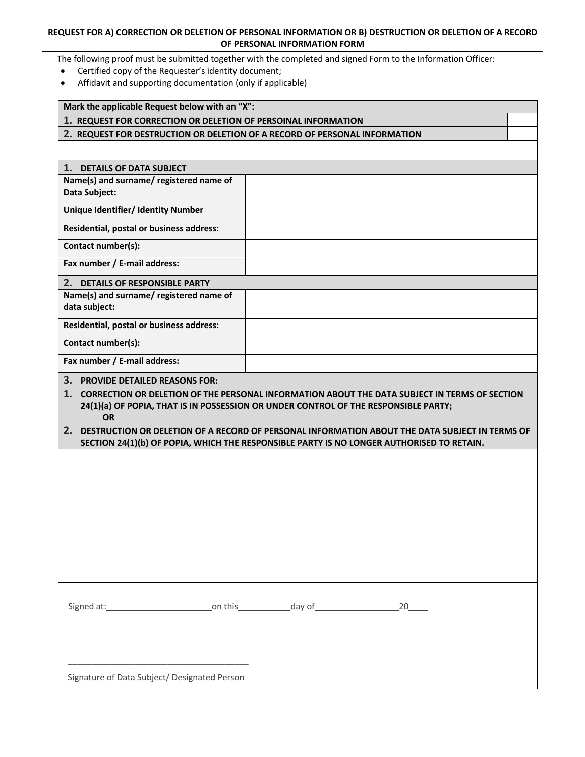**REQUEST FOR A) CORRECTION OR DELETION OF PERSONAL INFORMATION OR B) DESTRUCTION OR DELETION OF A RECORD OF PERSONAL INFORMATION FORM**

The following proof must be submitted together with the completed and signed Form to the Information Officer:

- Certified copy of the Requester's identity document;
- Affidavit and supporting documentation (only if applicable)

| | |
|---|---|
| **Mark the applicable Request below with an "X":** | |
| **1. REQUEST FOR CORRECTION OR DELETION OF PERSOINAL INFORMATION** | |
| **2. REQUEST FOR DESTRUCTION OR DELETION OF A RECORD OF PERSONAL INFORMATION** | |

| | |
|---|---|
| **1. DETAILS OF DATA SUBJECT** | |
| **Name(s) and surname/ registered name of Data Subject:** | |
| **Unique Identifier/ Identity Number** | |
| **Residential, postal or business address:** | |
| **Contact number(s):** | |
| **Fax number / E-mail address:** | |
| **2. DETAILS OF RESPONSIBLE PARTY** | |
| **Name(s) and surname/ registered name of data subject:** | |
| **Residential, postal or business address:** | |
| **Contact number(s):** | |
| **Fax number / E-mail address:** | |

**3. PROVIDE DETAILED REASONS FOR:**

**1. CORRECTION OR DELETION OF THE PERSONAL INFORMATION ABOUT THE DATA SUBJECT IN TERMS OF SECTION 24(1)(a) OF POPIA, THAT IS IN POSSESSION OR UNDER CONTROL OF THE RESPONSIBLE PARTY;**
**OR**

**2. DESTRUCTION OR DELETION OF A RECORD OF PERSONAL INFORMATION ABOUT THE DATA SUBJECT IN TERMS OF SECTION 24(1)(b) OF POPIA, WHICH THE RESPONSIBLE PARTY IS NO LONGER AUTHORISED TO RETAIN.**

Signed at:______________________on this___________day of_________________20____

_______________________________________

Signature of Data Subject/ Designated Person